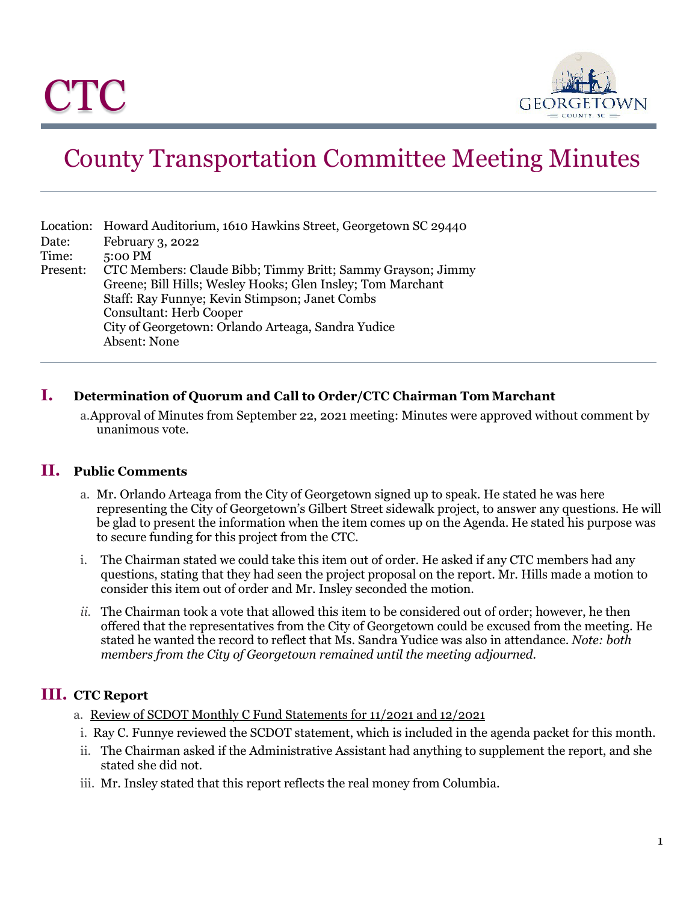# CTC

## County Transportation Committee Meeting Minutes

Location: Howard Auditorium, 1610 Hawkins Street, Georgetown SC 29440
Date: February 3, 2022
Time: 5:00 PM
Present: CTC Members: Claude Bibb; Timmy Britt; Sammy Grayson; Jimmy Greene; Bill Hills; Wesley Hooks; Glen Insley; Tom Marchant
Staff: Ray Funnye; Kevin Stimpson; Janet Combs
Consultant: Herb Cooper
City of Georgetown: Orlando Arteaga, Sandra Yudice
Absent: None

### I. Determination of Quorum and Call to Order/CTC Chairman Tom Marchant

a. Approval of Minutes from September 22, 2021 meeting: Minutes were approved without comment by unanimous vote.

### II. Public Comments

a. Mr. Orlando Arteaga from the City of Georgetown signed up to speak. He stated he was here representing the City of Georgetown's Gilbert Street sidewalk project, to answer any questions. He will be glad to present the information when the item comes up on the Agenda. He stated his purpose was to secure funding for this project from the CTC.

i. The Chairman stated we could take this item out of order. He asked if any CTC members had any questions, stating that they had seen the project proposal on the report. Mr. Hills made a motion to consider this item out of order and Mr. Insley seconded the motion.

*ii.* The Chairman took a vote that allowed this item to be considered out of order; however, he then offered that the representatives from the City of Georgetown could be excused from the meeting. He stated he wanted the record to reflect that Ms. Sandra Yudice was also in attendance. *Note: both members from the City of Georgetown remained until the meeting adjourned.*

### III. CTC Report

a. Review of SCDOT Monthly C Fund Statements for 11/2021 and 12/2021

i. Ray C. Funnye reviewed the SCDOT statement, which is included in the agenda packet for this month.

ii. The Chairman asked if the Administrative Assistant had anything to supplement the report, and she stated she did not.

iii. Mr. Insley stated that this report reflects the real money from Columbia.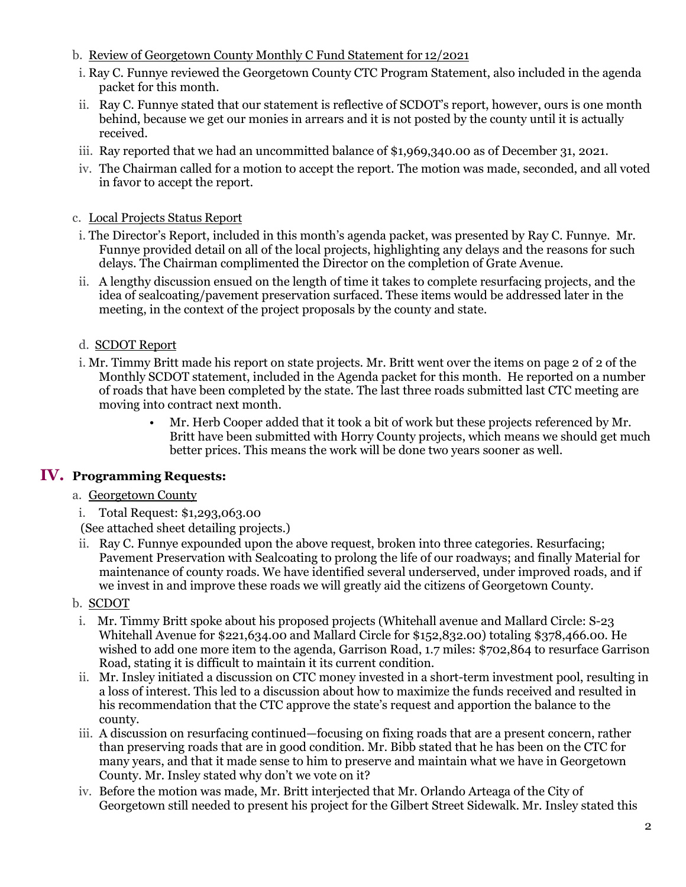b. Review of Georgetown County Monthly C Fund Statement for 12/2021

i. Ray C. Funnye reviewed the Georgetown County CTC Program Statement, also included in the agenda packet for this month.

ii. Ray C. Funnye stated that our statement is reflective of SCDOT's report, however, ours is one month behind, because we get our monies in arrears and it is not posted by the county until it is actually received.

iii. Ray reported that we had an uncommitted balance of $1,969,340.00 as of December 31, 2021.

iv. The Chairman called for a motion to accept the report. The motion was made, seconded, and all voted in favor to accept the report.

c. Local Projects Status Report

i. The Director's Report, included in this month's agenda packet, was presented by Ray C. Funnye. Mr. Funnye provided detail on all of the local projects, highlighting any delays and the reasons for such delays. The Chairman complimented the Director on the completion of Grate Avenue.

ii. A lengthy discussion ensued on the length of time it takes to complete resurfacing projects, and the idea of sealcoating/pavement preservation surfaced. These items would be addressed later in the meeting, in the context of the project proposals by the county and state.

d. SCDOT Report

i. Mr. Timmy Britt made his report on state projects. Mr. Britt went over the items on page 2 of 2 of the Monthly SCDOT statement, included in the Agenda packet for this month. He reported on a number of roads that have been completed by the state. The last three roads submitted last CTC meeting are moving into contract next month.

- Mr. Herb Cooper added that it took a bit of work but these projects referenced by Mr. Britt have been submitted with Horry County projects, which means we should get much better prices. This means the work will be done two years sooner as well.

## IV. Programming Requests:

a. Georgetown County

i. Total Request: $1,293,063.00
(See attached sheet detailing projects.)

ii. Ray C. Funnye expounded upon the above request, broken into three categories. Resurfacing; Pavement Preservation with Sealcoating to prolong the life of our roadways; and finally Material for maintenance of county roads. We have identified several underserved, under improved roads, and if we invest in and improve these roads we will greatly aid the citizens of Georgetown County.

b. SCDOT

i. Mr. Timmy Britt spoke about his proposed projects (Whitehall avenue and Mallard Circle: S-23 Whitehall Avenue for $221,634.00 and Mallard Circle for $152,832.00) totaling $378,466.00. He wished to add one more item to the agenda, Garrison Road, 1.7 miles: $702,864 to resurface Garrison Road, stating it is difficult to maintain it its current condition.

ii. Mr. Insley initiated a discussion on CTC money invested in a short-term investment pool, resulting in a loss of interest. This led to a discussion about how to maximize the funds received and resulted in his recommendation that the CTC approve the state's request and apportion the balance to the county.

iii. A discussion on resurfacing continued—focusing on fixing roads that are a present concern, rather than preserving roads that are in good condition. Mr. Bibb stated that he has been on the CTC for many years, and that it made sense to him to preserve and maintain what we have in Georgetown County. Mr. Insley stated why don't we vote on it?

iv. Before the motion was made, Mr. Britt interjected that Mr. Orlando Arteaga of the City of Georgetown still needed to present his project for the Gilbert Street Sidewalk. Mr. Insley stated this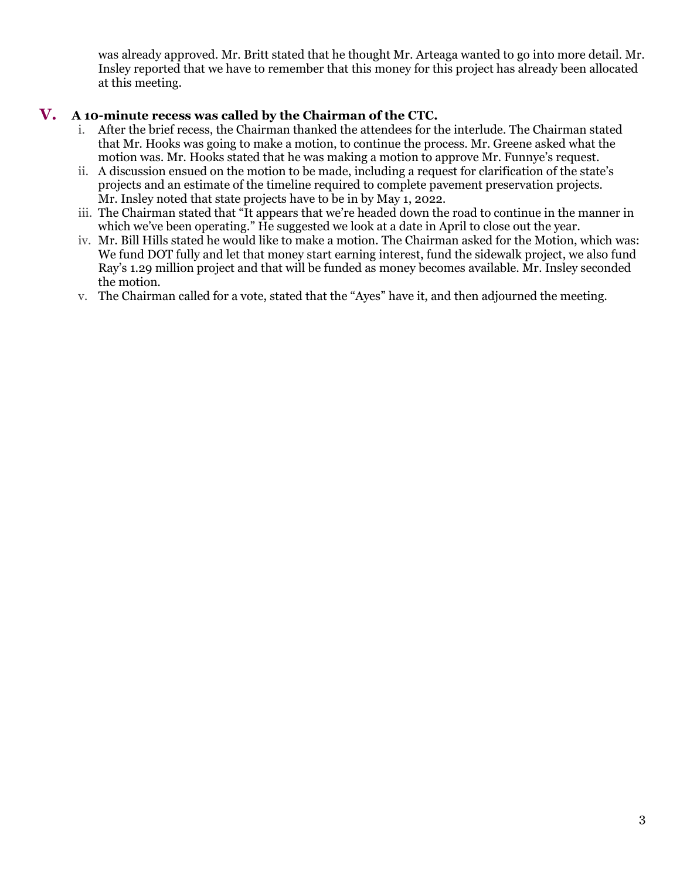was already approved. Mr. Britt stated that he thought Mr. Arteaga wanted to go into more detail. Mr. Insley reported that we have to remember that this money for this project has already been allocated at this meeting.

## V. A 10-minute recess was called by the Chairman of the CTC.

i. After the brief recess, the Chairman thanked the attendees for the interlude. The Chairman stated that Mr. Hooks was going to make a motion, to continue the process. Mr. Greene asked what the motion was. Mr. Hooks stated that he was making a motion to approve Mr. Funnye's request.

ii. A discussion ensued on the motion to be made, including a request for clarification of the state's projects and an estimate of the timeline required to complete pavement preservation projects. Mr. Insley noted that state projects have to be in by May 1, 2022.

iii. The Chairman stated that "It appears that we're headed down the road to continue in the manner in which we've been operating." He suggested we look at a date in April to close out the year.

iv. Mr. Bill Hills stated he would like to make a motion. The Chairman asked for the Motion, which was: We fund DOT fully and let that money start earning interest, fund the sidewalk project, we also fund Ray's 1.29 million project and that will be funded as money becomes available. Mr. Insley seconded the motion.

v. The Chairman called for a vote, stated that the "Ayes" have it, and then adjourned the meeting.